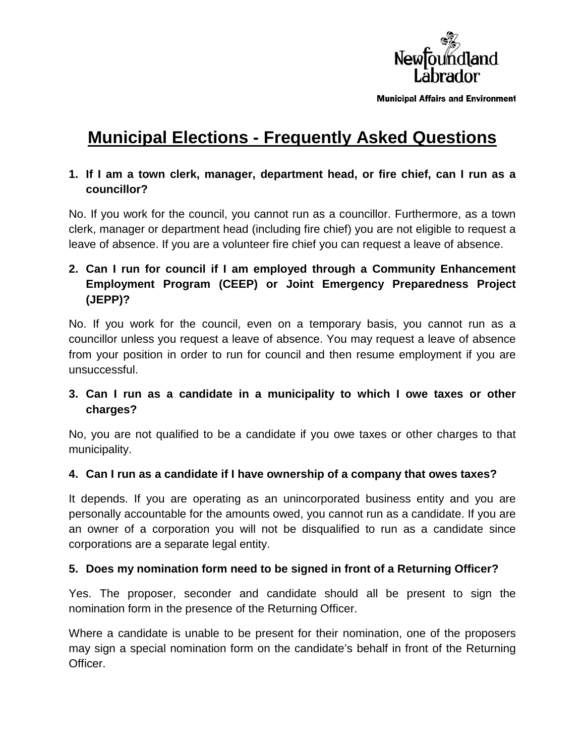Newfoundland Labrador

Municipal Affairs and Environment

# Municipal Elections - Frequently Asked Questions

**1. If I am a town clerk, manager, department head, or fire chief, can I run as a councillor?**

No. If you work for the council, you cannot run as a councillor. Furthermore, as a town clerk, manager or department head (including fire chief) you are not eligible to request a leave of absence. If you are a volunteer fire chief you can request a leave of absence.

**2. Can I run for council if I am employed through a Community Enhancement Employment Program (CEEP) or Joint Emergency Preparedness Project (JEPP)?**

No. If you work for the council, even on a temporary basis, you cannot run as a councillor unless you request a leave of absence. You may request a leave of absence from your position in order to run for council and then resume employment if you are unsuccessful.

**3. Can I run as a candidate in a municipality to which I owe taxes or other charges?**

No, you are not qualified to be a candidate if you owe taxes or other charges to that municipality.

**4. Can I run as a candidate if I have ownership of a company that owes taxes?**

It depends. If you are operating as an unincorporated business entity and you are personally accountable for the amounts owed, you cannot run as a candidate. If you are an owner of a corporation you will not be disqualified to run as a candidate since corporations are a separate legal entity.

**5. Does my nomination form need to be signed in front of a Returning Officer?**

Yes. The proposer, seconder and candidate should all be present to sign the nomination form in the presence of the Returning Officer.

Where a candidate is unable to be present for their nomination, one of the proposers may sign a special nomination form on the candidate's behalf in front of the Returning Officer.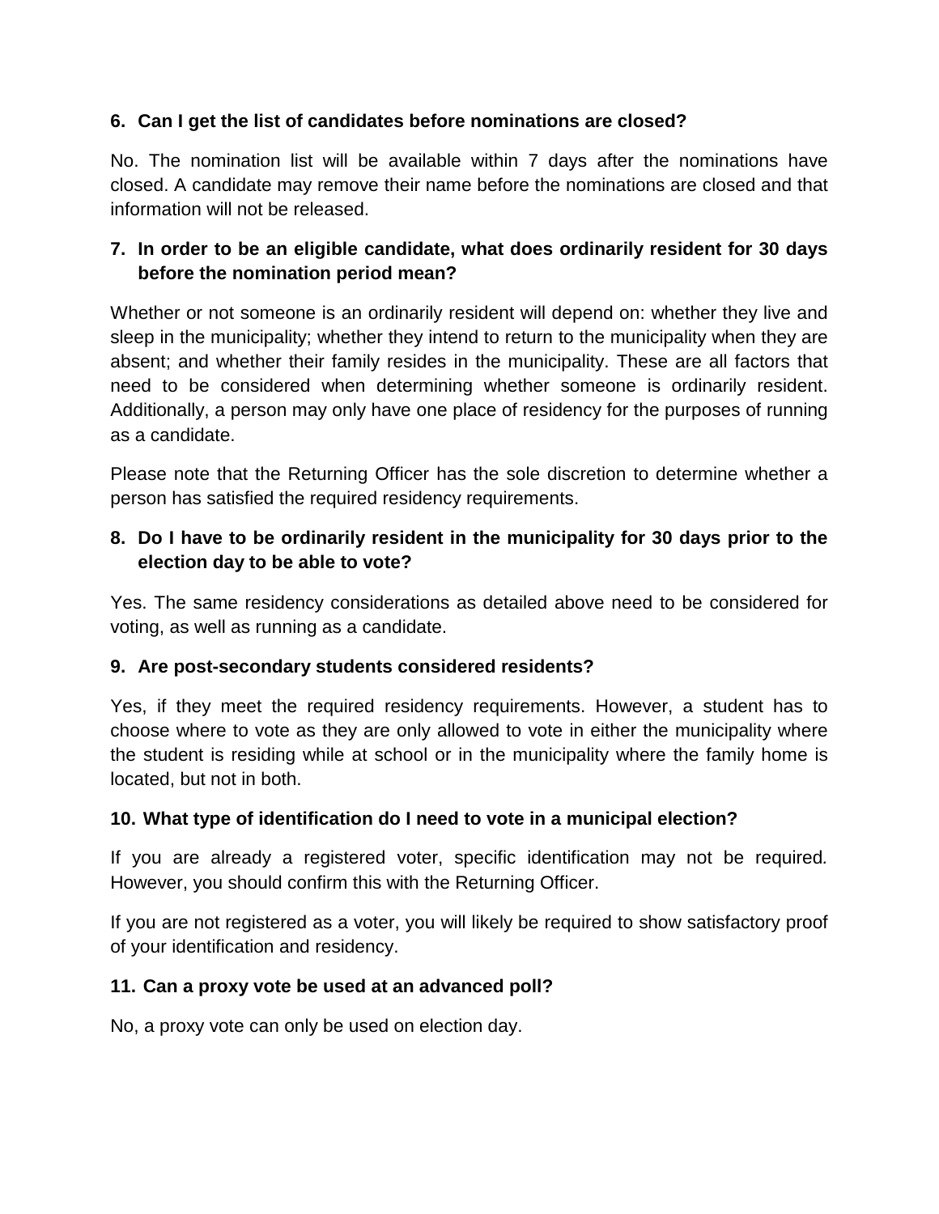**6. Can I get the list of candidates before nominations are closed?**

No. The nomination list will be available within 7 days after the nominations have closed. A candidate may remove their name before the nominations are closed and that information will not be released.

**7. In order to be an eligible candidate, what does ordinarily resident for 30 days before the nomination period mean?**

Whether or not someone is an ordinarily resident will depend on: whether they live and sleep in the municipality; whether they intend to return to the municipality when they are absent; and whether their family resides in the municipality. These are all factors that need to be considered when determining whether someone is ordinarily resident. Additionally, a person may only have one place of residency for the purposes of running as a candidate.

Please note that the Returning Officer has the sole discretion to determine whether a person has satisfied the required residency requirements.

**8. Do I have to be ordinarily resident in the municipality for 30 days prior to the election day to be able to vote?**

Yes. The same residency considerations as detailed above need to be considered for voting, as well as running as a candidate.

**9. Are post-secondary students considered residents?**

Yes, if they meet the required residency requirements. However, a student has to choose where to vote as they are only allowed to vote in either the municipality where the student is residing while at school or in the municipality where the family home is located, but not in both.

**10. What type of identification do I need to vote in a municipal election?**

If you are already a registered voter, specific identification may not be required. However, you should confirm this with the Returning Officer.

If you are not registered as a voter, you will likely be required to show satisfactory proof of your identification and residency.

**11. Can a proxy vote be used at an advanced poll?**

No, a proxy vote can only be used on election day.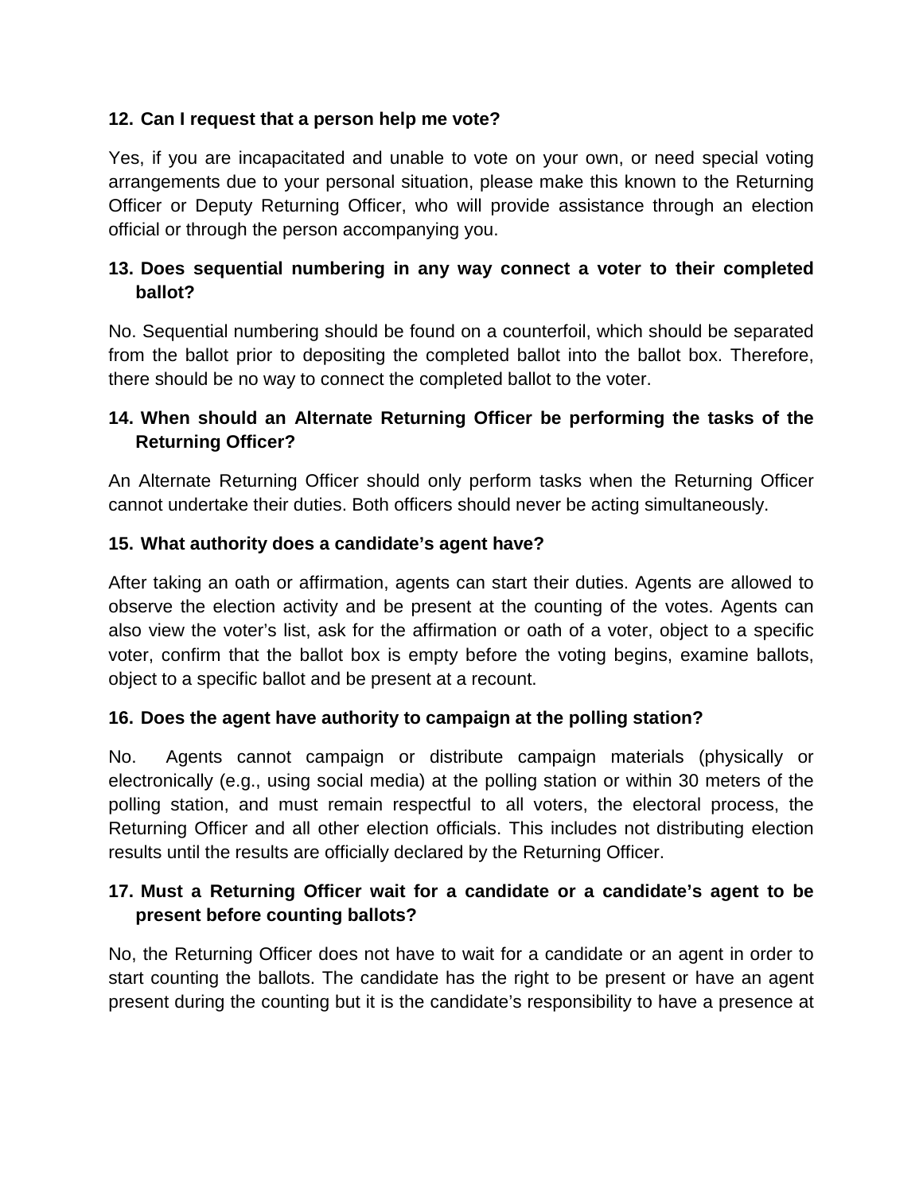### 12. Can I request that a person help me vote?

Yes, if you are incapacitated and unable to vote on your own, or need special voting arrangements due to your personal situation, please make this known to the Returning Officer or Deputy Returning Officer, who will provide assistance through an election official or through the person accompanying you.

### 13. Does sequential numbering in any way connect a voter to their completed ballot?

No. Sequential numbering should be found on a counterfoil, which should be separated from the ballot prior to depositing the completed ballot into the ballot box. Therefore, there should be no way to connect the completed ballot to the voter.

### 14. When should an Alternate Returning Officer be performing the tasks of the Returning Officer?

An Alternate Returning Officer should only perform tasks when the Returning Officer cannot undertake their duties. Both officers should never be acting simultaneously.

### 15. What authority does a candidate's agent have?

After taking an oath or affirmation, agents can start their duties. Agents are allowed to observe the election activity and be present at the counting of the votes. Agents can also view the voter's list, ask for the affirmation or oath of a voter, object to a specific voter, confirm that the ballot box is empty before the voting begins, examine ballots, object to a specific ballot and be present at a recount.

### 16. Does the agent have authority to campaign at the polling station?

No. Agents cannot campaign or distribute campaign materials (physically or electronically (e.g., using social media) at the polling station or within 30 meters of the polling station, and must remain respectful to all voters, the electoral process, the Returning Officer and all other election officials. This includes not distributing election results until the results are officially declared by the Returning Officer.

### 17. Must a Returning Officer wait for a candidate or a candidate's agent to be present before counting ballots?

No, the Returning Officer does not have to wait for a candidate or an agent in order to start counting the ballots. The candidate has the right to be present or have an agent present during the counting but it is the candidate's responsibility to have a presence at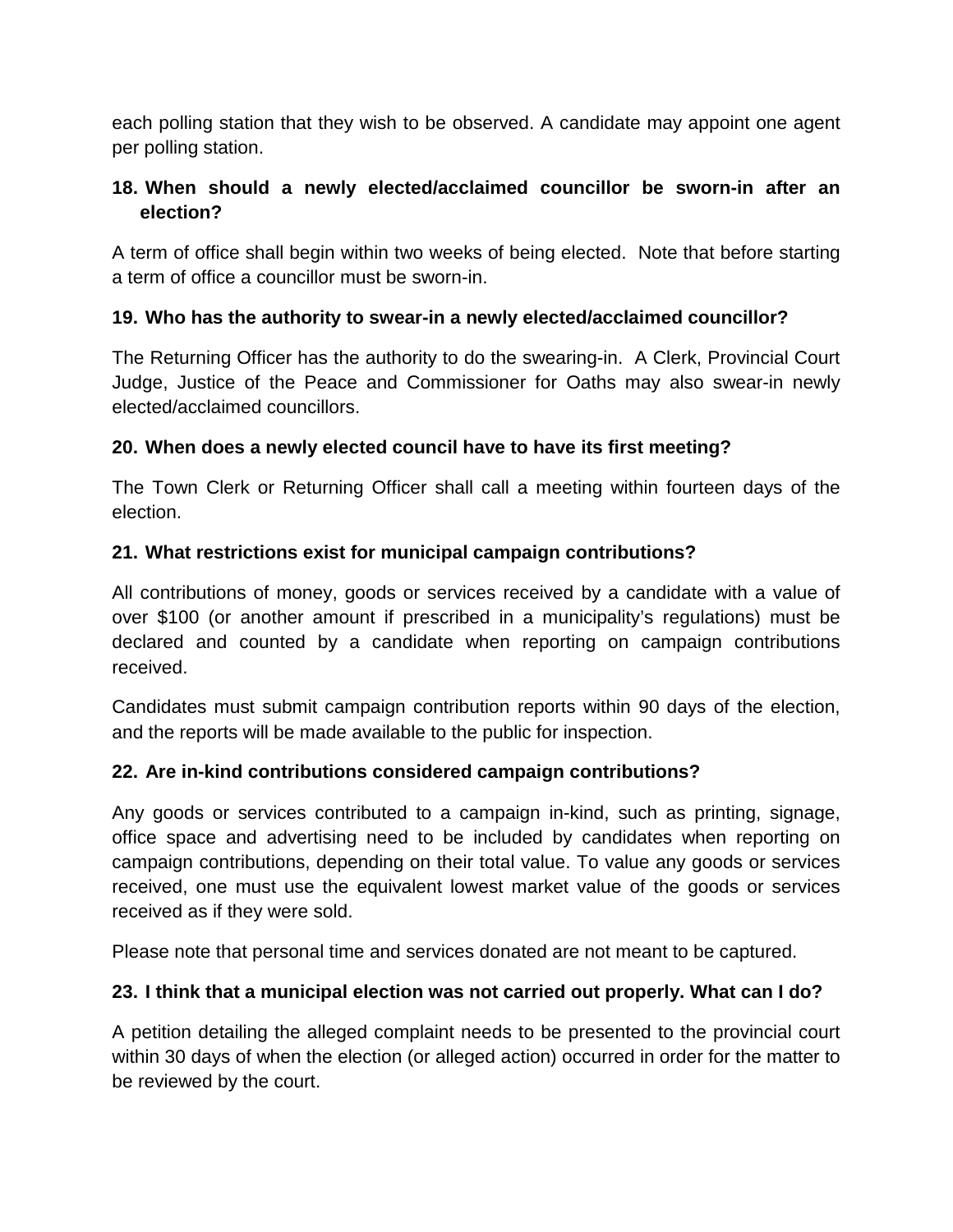each polling station that they wish to be observed. A candidate may appoint one agent per polling station.

### 18. When should a newly elected/acclaimed councillor be sworn-in after an election?

A term of office shall begin within two weeks of being elected. Note that before starting a term of office a councillor must be sworn-in.

### 19. Who has the authority to swear-in a newly elected/acclaimed councillor?

The Returning Officer has the authority to do the swearing-in. A Clerk, Provincial Court Judge, Justice of the Peace and Commissioner for Oaths may also swear-in newly elected/acclaimed councillors.

### 20. When does a newly elected council have to have its first meeting?

The Town Clerk or Returning Officer shall call a meeting within fourteen days of the election.

### 21. What restrictions exist for municipal campaign contributions?

All contributions of money, goods or services received by a candidate with a value of over $100 (or another amount if prescribed in a municipality's regulations) must be declared and counted by a candidate when reporting on campaign contributions received.

Candidates must submit campaign contribution reports within 90 days of the election, and the reports will be made available to the public for inspection.

### 22. Are in-kind contributions considered campaign contributions?

Any goods or services contributed to a campaign in-kind, such as printing, signage, office space and advertising need to be included by candidates when reporting on campaign contributions, depending on their total value. To value any goods or services received, one must use the equivalent lowest market value of the goods or services received as if they were sold.

Please note that personal time and services donated are not meant to be captured.

### 23. I think that a municipal election was not carried out properly. What can I do?

A petition detailing the alleged complaint needs to be presented to the provincial court within 30 days of when the election (or alleged action) occurred in order for the matter to be reviewed by the court.